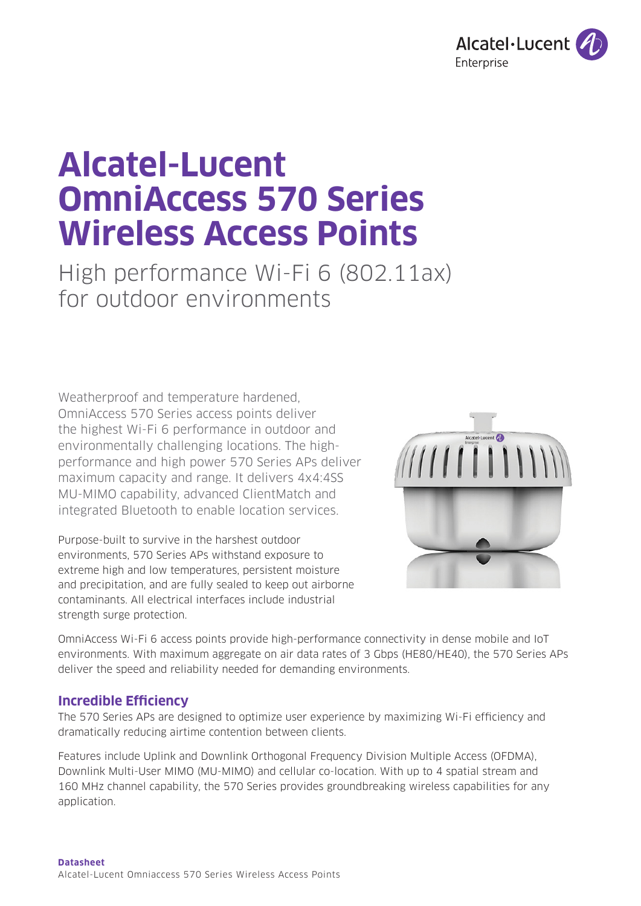# Alcatel-Lucent OmniAccess 570 Series Wireless Access Points

High performance Wi-Fi 6 (802.11ax) for outdoor environments

Weatherproof and temperature hardened, OmniAccess 570 Series access points deliver the highest Wi-Fi 6 performance in outdoor and environmentally challenging locations. The high-performance and high power 570 Series APs deliver maximum capacity and range. It delivers 4x4:4SS MU-MIMO capability, advanced ClientMatch and integrated Bluetooth to enable location services.

Purpose-built to survive in the harshest outdoor environments, 570 Series APs withstand exposure to extreme high and low temperatures, persistent moisture and precipitation, and are fully sealed to keep out airborne contaminants. All electrical interfaces include industrial strength surge protection.

OmniAccess Wi-Fi 6 access points provide high-performance connectivity in dense mobile and IoT environments. With maximum aggregate on air data rates of 3 Gbps (HE80/HE40), the 570 Series APs deliver the speed and reliability needed for demanding environments.

## Incredible Efficiency

The 570 Series APs are designed to optimize user experience by maximizing Wi-Fi efficiency and dramatically reducing airtime contention between clients.

Features include Uplink and Downlink Orthogonal Frequency Division Multiple Access (OFDMA), Downlink Multi-User MIMO (MU-MIMO) and cellular co-location. With up to 4 spatial stream and 160 MHz channel capability, the 570 Series provides groundbreaking wireless capabilities for any application.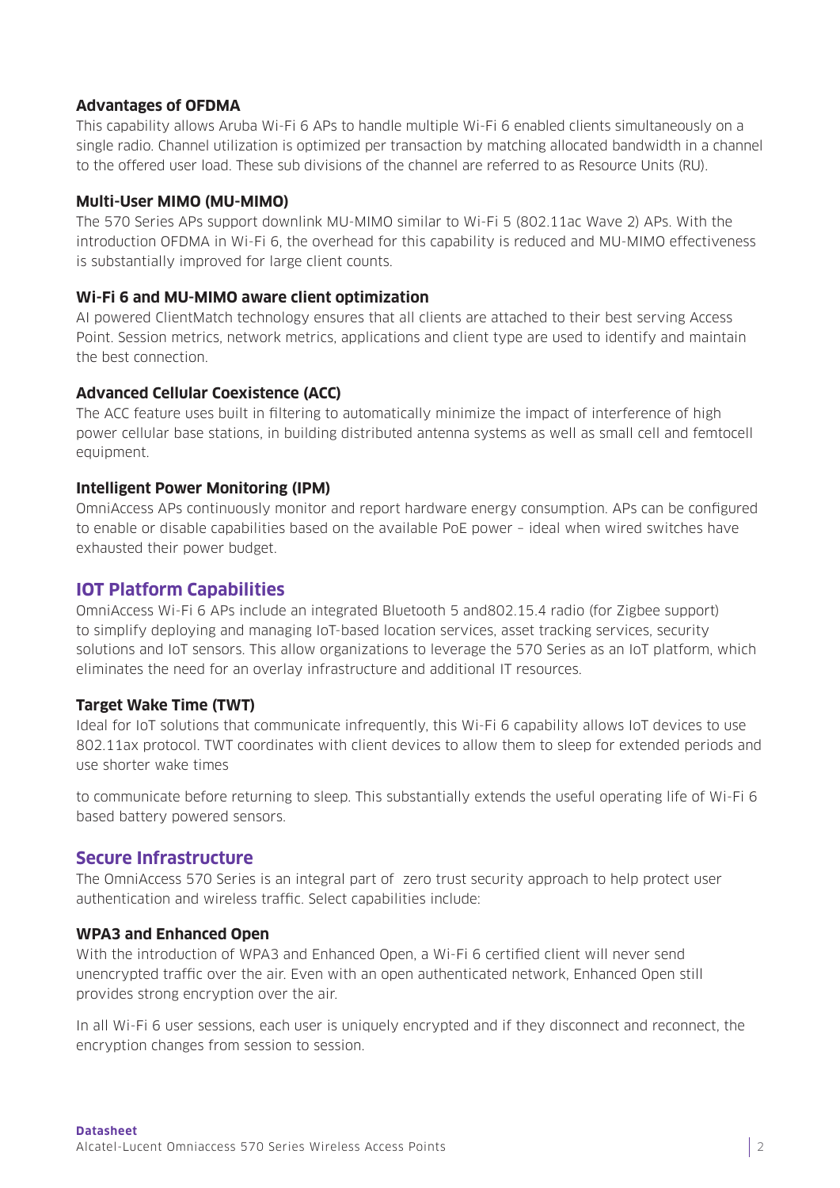### Advantages of OFDMA

This capability allows Aruba Wi-Fi 6 APs to handle multiple Wi-Fi 6 enabled clients simultaneously on a single radio. Channel utilization is optimized per transaction by matching allocated bandwidth in a channel to the offered user load. These sub divisions of the channel are referred to as Resource Units (RU).

### Multi-User MIMO (MU-MIMO)

The 570 Series APs support downlink MU-MIMO similar to Wi-Fi 5 (802.11ac Wave 2) APs. With the introduction OFDMA in Wi-Fi 6, the overhead for this capability is reduced and MU-MIMO effectiveness is substantially improved for large client counts.

### Wi-Fi 6 and MU-MIMO aware client optimization

AI powered ClientMatch technology ensures that all clients are attached to their best serving Access Point. Session metrics, network metrics, applications and client type are used to identify and maintain the best connection.

### Advanced Cellular Coexistence (ACC)

The ACC feature uses built in filtering to automatically minimize the impact of interference of high power cellular base stations, in building distributed antenna systems as well as small cell and femtocell equipment.

### Intelligent Power Monitoring (IPM)

OmniAccess APs continuously monitor and report hardware energy consumption. APs can be configured to enable or disable capabilities based on the available PoE power – ideal when wired switches have exhausted their power budget.

## IOT Platform Capabilities

OmniAccess Wi-Fi 6 APs include an integrated Bluetooth 5 and802.15.4 radio (for Zigbee support) to simplify deploying and managing IoT-based location services, asset tracking services, security solutions and IoT sensors. This allow organizations to leverage the 570 Series as an IoT platform, which eliminates the need for an overlay infrastructure and additional IT resources.

### Target Wake Time (TWT)

Ideal for IoT solutions that communicate infrequently, this Wi-Fi 6 capability allows IoT devices to use 802.11ax protocol. TWT coordinates with client devices to allow them to sleep for extended periods and use shorter wake times

to communicate before returning to sleep. This substantially extends the useful operating life of Wi-Fi 6 based battery powered sensors.

## Secure Infrastructure

The OmniAccess 570 Series is an integral part of zero trust security approach to help protect user authentication and wireless traffic. Select capabilities include:

### WPA3 and Enhanced Open

With the introduction of WPA3 and Enhanced Open, a Wi-Fi 6 certified client will never send unencrypted traffic over the air. Even with an open authenticated network, Enhanced Open still provides strong encryption over the air.

In all Wi-Fi 6 user sessions, each user is uniquely encrypted and if they disconnect and reconnect, the encryption changes from session to session.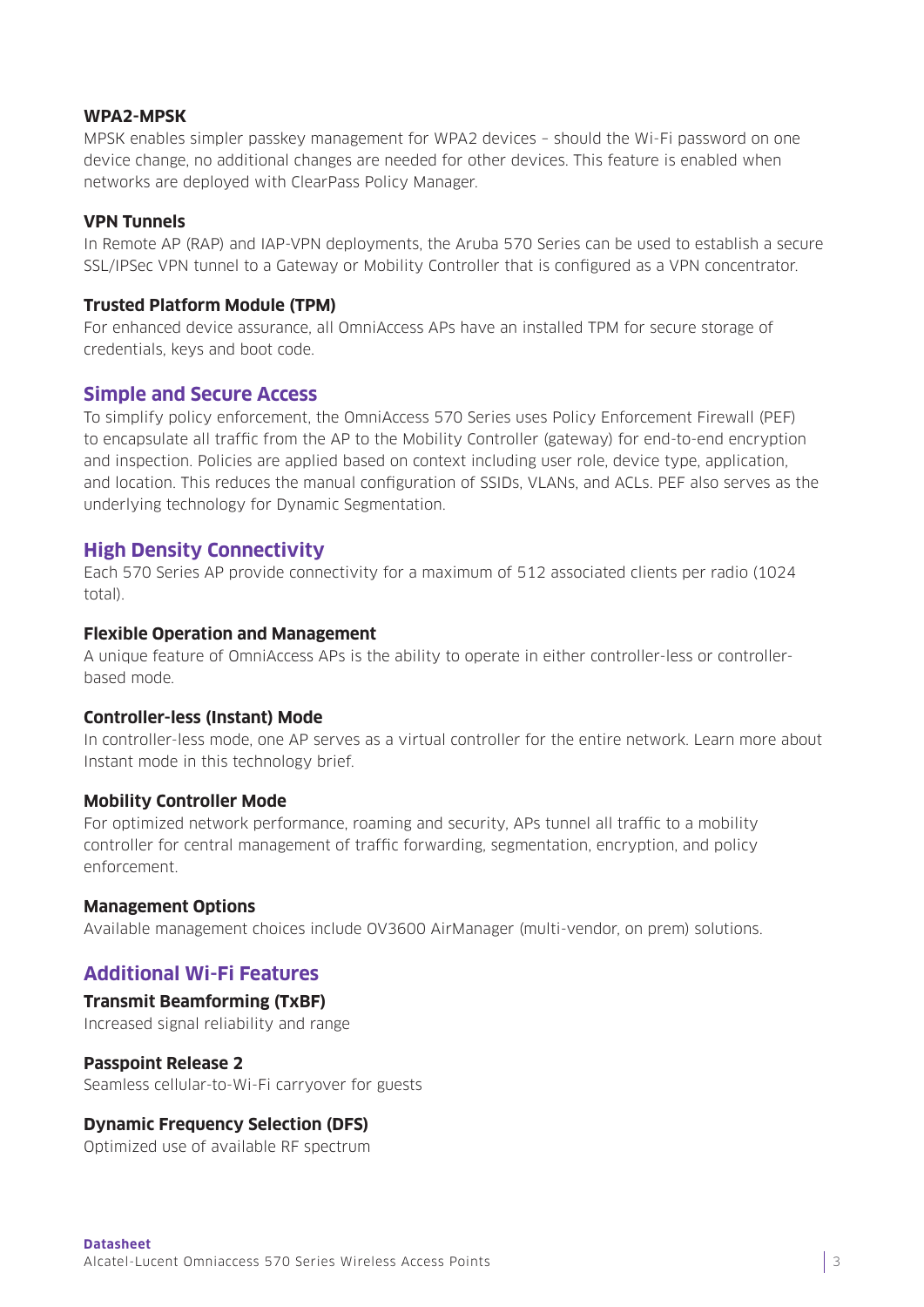### WPA2-MPSK

MPSK enables simpler passkey management for WPA2 devices – should the Wi-Fi password on one device change, no additional changes are needed for other devices. This feature is enabled when networks are deployed with ClearPass Policy Manager.

### VPN Tunnels

In Remote AP (RAP) and IAP-VPN deployments, the Aruba 570 Series can be used to establish a secure SSL/IPSec VPN tunnel to a Gateway or Mobility Controller that is configured as a VPN concentrator.

### Trusted Platform Module (TPM)

For enhanced device assurance, all OmniAccess APs have an installed TPM for secure storage of credentials, keys and boot code.

## Simple and Secure Access

To simplify policy enforcement, the OmniAccess 570 Series uses Policy Enforcement Firewall (PEF) to encapsulate all traffic from the AP to the Mobility Controller (gateway) for end-to-end encryption and inspection. Policies are applied based on context including user role, device type, application, and location. This reduces the manual configuration of SSIDs, VLANs, and ACLs. PEF also serves as the underlying technology for Dynamic Segmentation.

## High Density Connectivity

Each 570 Series AP provide connectivity for a maximum of 512 associated clients per radio (1024 total).

### Flexible Operation and Management

A unique feature of OmniAccess APs is the ability to operate in either controller-less or controller-based mode.

### Controller-less (Instant) Mode

In controller-less mode, one AP serves as a virtual controller for the entire network. Learn more about Instant mode in this technology brief.

### Mobility Controller Mode

For optimized network performance, roaming and security, APs tunnel all traffic to a mobility controller for central management of traffic forwarding, segmentation, encryption, and policy enforcement.

### Management Options

Available management choices include OV3600 AirManager (multi-vendor, on prem) solutions.

## Additional Wi-Fi Features

### Transmit Beamforming (TxBF)

Increased signal reliability and range

### Passpoint Release 2

Seamless cellular-to-Wi-Fi carryover for guests

### Dynamic Frequency Selection (DFS)

Optimized use of available RF spectrum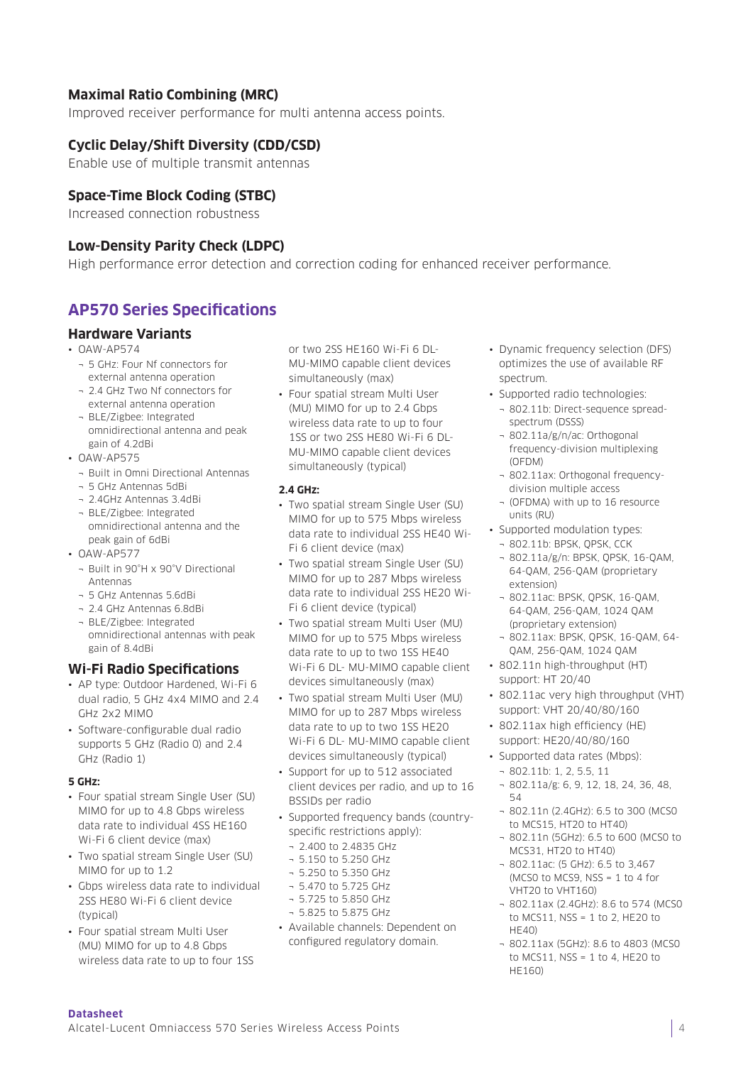### Maximal Ratio Combining (MRC)

Improved receiver performance for multi antenna access points.

### Cyclic Delay/Shift Diversity (CDD/CSD)

Enable use of multiple transmit antennas

### Space-Time Block Coding (STBC)

Increased connection robustness

### Low-Density Parity Check (LDPC)

High performance error detection and correction coding for enhanced receiver performance.

## AP570 Series Specifications

### Hardware Variants

- OAW-AP574
  - 5 GHz: Four Nf connectors for external antenna operation
  - 2.4 GHz Two Nf connectors for external antenna operation
  - BLE/Zigbee: Integrated omnidirectional antenna and peak gain of 4.2dBi
- OAW-AP575
  - Built in Omni Directional Antennas
  - 5 GHz Antennas 5dBi
  - 2.4GHz Antennas 3.4dBi
  - BLE/Zigbee: Integrated omnidirectional antenna and the peak gain of 6dBi
- OAW-AP577
  - Built in 90°H x 90°V Directional Antennas
  - 5 GHz Antennas 5.6dBi
  - 2.4 GHz Antennas 6.8dBi
  - BLE/Zigbee: Integrated omnidirectional antennas with peak gain of 8.4dBi

### Wi-Fi Radio Specifications

- AP type: Outdoor Hardened, Wi-Fi 6 dual radio, 5 GHz 4x4 MIMO and 2.4 GHz 2x2 MIMO
- Software-configurable dual radio supports 5 GHz (Radio 0) and 2.4 GHz (Radio 1)

**5 GHz:**

- Four spatial stream Single User (SU) MIMO for up to 4.8 Gbps wireless data rate to individual 4SS HE160 Wi-Fi 6 client device (max)
- Two spatial stream Single User (SU) MIMO for up to 1.2
- Gbps wireless data rate to individual 2SS HE80 Wi-Fi 6 client device (typical)
- Four spatial stream Multi User (MU) MIMO for up to 4.8 Gbps wireless data rate to up to four 1SS or two 2SS HE160 Wi-Fi 6 DL-MU-MIMO capable client devices simultaneously (max)
- Four spatial stream Multi User (MU) MIMO for up to 2.4 Gbps wireless data rate to up to four 1SS or two 2SS HE80 Wi-Fi 6 DL-MU-MIMO capable client devices simultaneously (typical)

**2.4 GHz:**

- Two spatial stream Single User (SU) MIMO for up to 575 Mbps wireless data rate to individual 2SS HE40 Wi-Fi 6 client device (max)
- Two spatial stream Single User (SU) MIMO for up to 287 Mbps wireless data rate to individual 2SS HE20 Wi-Fi 6 client device (typical)
- Two spatial stream Multi User (MU) MIMO for up to 575 Mbps wireless data rate to up to two 1SS HE40 Wi-Fi 6 DL- MU-MIMO capable client devices simultaneously (max)
- Two spatial stream Multi User (MU) MIMO for up to 287 Mbps wireless data rate to up to two 1SS HE20 Wi-Fi 6 DL- MU-MIMO capable client devices simultaneously (typical)
- Support for up to 512 associated client devices per radio, and up to 16 BSSIDs per radio
- Supported frequency bands (country-specific restrictions apply):
  - 2.400 to 2.4835 GHz
  - 5.150 to 5.250 GHz
  - 5.250 to 5.350 GHz
  - 5.470 to 5.725 GHz
  - 5.725 to 5.850 GHz
  - 5.825 to 5.875 GHz
- Available channels: Dependent on configured regulatory domain.
- Dynamic frequency selection (DFS) optimizes the use of available RF spectrum.
- Supported radio technologies:
  - 802.11b: Direct-sequence spread-spectrum (DSSS)
  - 802.11a/g/n/ac: Orthogonal frequency-division multiplexing (OFDM)
  - 802.11ax: Orthogonal frequency-division multiple access
  - (OFDMA) with up to 16 resource units (RU)
- Supported modulation types:
  - 802.11b: BPSK, QPSK, CCK
  - 802.11a/g/n: BPSK, QPSK, 16-QAM, 64-QAM, 256-QAM (proprietary extension)
  - 802.11ac: BPSK, QPSK, 16-QAM, 64-QAM, 256-QAM, 1024 QAM (proprietary extension)
  - 802.11ax: BPSK, QPSK, 16-QAM, 64-QAM, 256-QAM, 1024 QAM
- 802.11n high-throughput (HT) support: HT 20/40
- 802.11ac very high throughput (VHT) support: VHT 20/40/80/160
- 802.11ax high efficiency (HE) support: HE20/40/80/160
- Supported data rates (Mbps):
  - 802.11b: 1, 2, 5.5, 11
  - 802.11a/g: 6, 9, 12, 18, 24, 36, 48, 54
  - 802.11n (2.4GHz): 6.5 to 300 (MCS0 to MCS15, HT20 to HT40)
  - 802.11n (5GHz): 6.5 to 600 (MCS0 to MCS31, HT20 to HT40)
  - 802.11ac: (5 GHz): 6.5 to 3,467 (MCS0 to MCS9, NSS = 1 to 4 for VHT20 to VHT160)
  - 802.11ax (2.4GHz): 8.6 to 574 (MCS0 to MCS11, NSS = 1 to 2, HE20 to HE40)
  - 802.11ax (5GHz): 8.6 to 4803 (MCS0 to MCS11, NSS = 1 to 4, HE20 to HE160)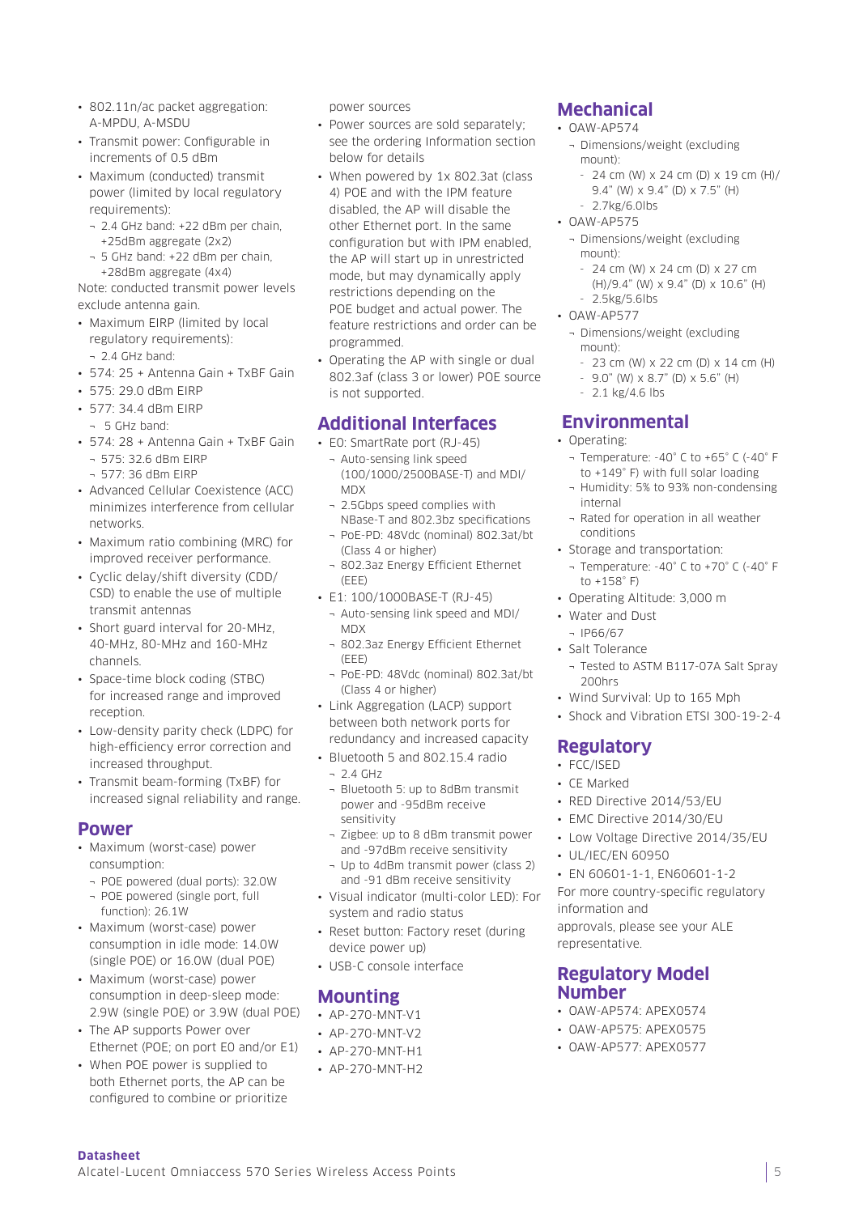- 802.11n/ac packet aggregation: A-MPDU, A-MSDU
- Transmit power: Configurable in increments of 0.5 dBm
- Maximum (conducted) transmit power (limited by local regulatory requirements):
  - 2.4 GHz band: +22 dBm per chain, +25dBm aggregate (2x2)
  - 5 GHz band: +22 dBm per chain, +28dBm aggregate (4x4)

Note: conducted transmit power levels exclude antenna gain.

- Maximum EIRP (limited by local regulatory requirements):
  - 2.4 GHz band:
- 574: 25 + Antenna Gain + TxBF Gain
- 575: 29.0 dBm EIRP
- 577: 34.4 dBm EIRP
  - 5 GHz band:
- 574: 28 + Antenna Gain + TxBF Gain
  - 575: 32.6 dBm EIRP
  - 577: 36 dBm EIRP
- Advanced Cellular Coexistence (ACC) minimizes interference from cellular networks.
- Maximum ratio combining (MRC) for improved receiver performance.
- Cyclic delay/shift diversity (CDD/CSD) to enable the use of multiple transmit antennas
- Short guard interval for 20-MHz, 40-MHz, 80-MHz and 160-MHz channels.
- Space-time block coding (STBC) for increased range and improved reception.
- Low-density parity check (LDPC) for high-efficiency error correction and increased throughput.
- Transmit beam-forming (TxBF) for increased signal reliability and range.

## Power

- Maximum (worst-case) power consumption:
  - POE powered (dual ports): 32.0W
  - POE powered (single port, full function): 26.1W
- Maximum (worst-case) power consumption in idle mode: 14.0W (single POE) or 16.0W (dual POE)
- Maximum (worst-case) power consumption in deep-sleep mode: 2.9W (single POE) or 3.9W (dual POE)
- The AP supports Power over Ethernet (POE; on port E0 and/or E1)
- When POE power is supplied to both Ethernet ports, the AP can be configured to combine or prioritize power sources
- Power sources are sold separately; see the ordering Information section below for details
- When powered by 1x 802.3at (class 4) POE and with the IPM feature disabled, the AP will disable the other Ethernet port. In the same configuration but with IPM enabled, the AP will start up in unrestricted mode, but may dynamically apply restrictions depending on the POE budget and actual power. The feature restrictions and order can be programmed.
- Operating the AP with single or dual 802.3af (class 3 or lower) POE source is not supported.

## Additional Interfaces

- E0: SmartRate port (RJ-45)
  - Auto-sensing link speed (100/1000/2500BASE-T) and MDI/MDX
  - 2.5Gbps speed complies with NBase-T and 802.3bz specifications
  - PoE-PD: 48Vdc (nominal) 802.3at/bt (Class 4 or higher)
  - 802.3az Energy Efficient Ethernet (EEE)
- E1: 100/1000BASE-T (RJ-45)
  - Auto-sensing link speed and MDI/MDX
  - 802.3az Energy Efficient Ethernet (EEE)
  - PoE-PD: 48Vdc (nominal) 802.3at/bt (Class 4 or higher)
- Link Aggregation (LACP) support between both network ports for redundancy and increased capacity
- Bluetooth 5 and 802.15.4 radio
  - 2.4 GHz
  - Bluetooth 5: up to 8dBm transmit power and -95dBm receive sensitivity
  - Zigbee: up to 8 dBm transmit power and -97dBm receive sensitivity
  - Up to 4dBm transmit power (class 2) and -91 dBm receive sensitivity
- Visual indicator (multi-color LED): For system and radio status
- Reset button: Factory reset (during device power up)
- USB-C console interface

## Mounting

- AP-270-MNT-V1
- AP-270-MNT-V2
- AP-270-MNT-H1
- AP-270-MNT-H2

## Mechanical

- OAW-AP574
  - Dimensions/weight (excluding mount):
    - 24 cm (W) x 24 cm (D) x 19 cm (H)/ 9.4" (W) x 9.4" (D) x 7.5" (H)
    - 2.7kg/6.0lbs
- OAW-AP575
  - Dimensions/weight (excluding mount):
    - 24 cm (W) x 24 cm (D) x 27 cm (H)/9.4" (W) x 9.4" (D) x 10.6" (H)
    - 2.5kg/5.6lbs
- OAW-AP577
  - Dimensions/weight (excluding mount):
    - 23 cm (W) x 22 cm (D) x 14 cm (H)
    - 9.0" (W) x 8.7" (D) x 5.6" (H)
    - 2.1 kg/4.6 lbs

## Environmental

- Operating:
  - Temperature: -40° C to +65° C (-40° F to +149° F) with full solar loading
  - Humidity: 5% to 93% non-condensing internal
  - Rated for operation in all weather conditions
- Storage and transportation:
  - Temperature: -40° C to +70° C (-40° F to +158° F)
- Operating Altitude: 3,000 m
- Water and Dust
  - IP66/67
- Salt Tolerance
  - Tested to ASTM B117-07A Salt Spray 200hrs
- Wind Survival: Up to 165 Mph
- Shock and Vibration ETSI 300-19-2-4

## Regulatory

- FCC/ISED
- CE Marked
- RED Directive 2014/53/EU
- EMC Directive 2014/30/EU
- Low Voltage Directive 2014/35/EU
- UL/IEC/EN 60950
- EN 60601-1-1, EN60601-1-2

For more country-specific regulatory information and approvals, please see your ALE representative.

## Regulatory Model Number

- OAW-AP574: APEX0574
- OAW-AP575: APEX0575
- OAW-AP577: APEX0577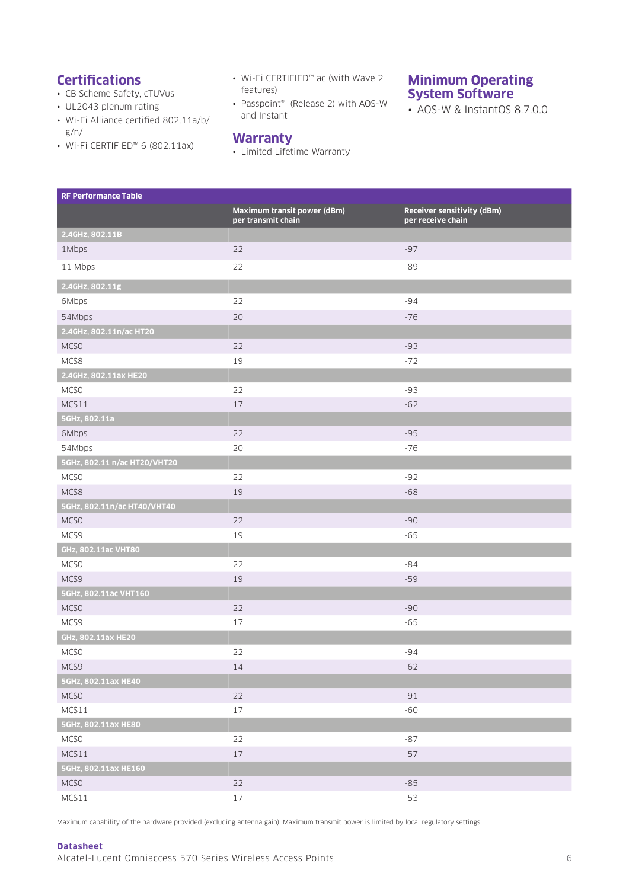## Certifications

- CB Scheme Safety, cTUVus
- UL2043 plenum rating
- Wi-Fi Alliance certified 802.11a/b/g/n/
- Wi-Fi CERTIFIED™ 6 (802.11ax)
- Wi-Fi CERTIFIED™ ac (with Wave 2 features)
- Passpoint® (Release 2) with AOS-W and Instant

## Warranty

- Limited Lifetime Warranty

## Minimum Operating System Software

- AOS-W & InstantOS 8.7.0.0

| RF Performance Table | | |
|---|---|---|
| | **Maximum transit power (dBm) per transmit chain** | **Receiver sensitivity (dBm) per receive chain** |
| **2.4GHz, 802.11B** | | |
| 1Mbps | 22 | -97 |
| 11 Mbps | 22 | -89 |
| **2.4GHz, 802.11g** | | |
| 6Mbps | 22 | -94 |
| 54Mbps | 20 | -76 |
| **2.4GHz, 802.11n/ac HT20** | | |
| MCS0 | 22 | -93 |
| MCS8 | 19 | -72 |
| **2.4GHz, 802.11ax HE20** | | |
| MCS0 | 22 | -93 |
| MCS11 | 17 | -62 |
| **5GHz, 802.11a** | | |
| 6Mbps | 22 | -95 |
| 54Mbps | 20 | -76 |
| **5GHz, 802.11 n/ac HT20/VHT20** | | |
| MCS0 | 22 | -92 |
| MCS8 | 19 | -68 |
| **5GHz, 802.11n/ac HT40/VHT40** | | |
| MCS0 | 22 | -90 |
| MCS9 | 19 | -65 |
| **GHz, 802.11ac VHT80** | | |
| MCS0 | 22 | -84 |
| MCS9 | 19 | -59 |
| **5GHz, 802.11ac VHT160** | | |
| MCS0 | 22 | -90 |
| MCS9 | 17 | -65 |
| **GHz, 802.11ax HE20** | | |
| MCS0 | 22 | -94 |
| MCS9 | 14 | -62 |
| **5GHz, 802.11ax HE40** | | |
| MCS0 | 22 | -91 |
| MCS11 | 17 | -60 |
| **5GHz, 802.11ax HE80** | | |
| MCS0 | 22 | -87 |
| MCS11 | 17 | -57 |
| **5GHz, 802.11ax HE160** | | |
| MCS0 | 22 | -85 |
| MCS11 | 17 | -53 |

Maximum capability of the hardware provided (excluding antenna gain). Maximum transmit power is limited by local regulatory settings.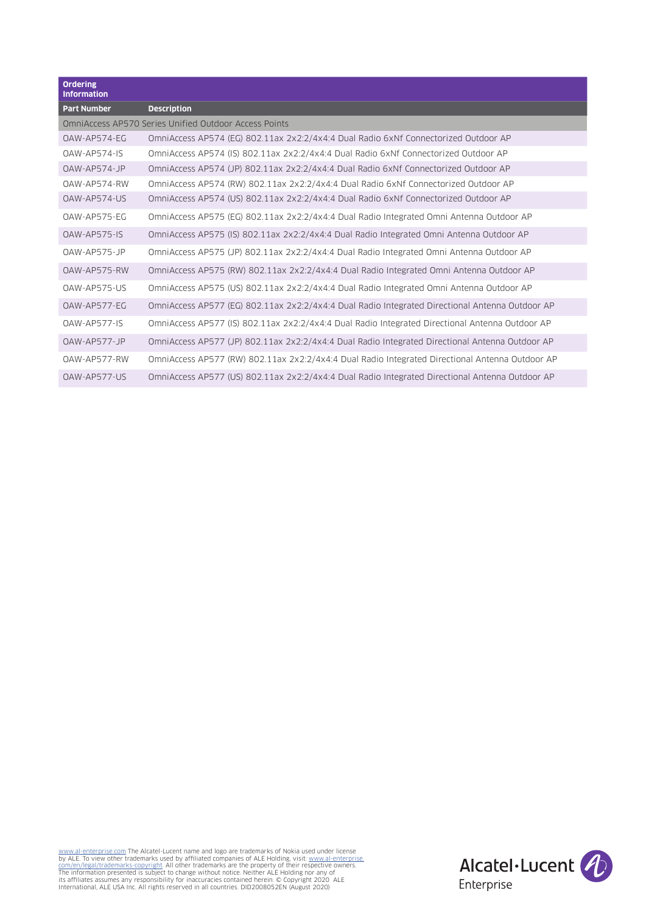## Ordering Information

| Part Number | Description |
|---|---|
| OmniAccess AP570 Series Unified Outdoor Access Points | |
| OAW-AP574-EG | OmniAccess AP574 (EG) 802.11ax 2x2:2/4x4:4 Dual Radio 6xNf Connectorized Outdoor AP |
| OAW-AP574-IS | OmniAccess AP574 (IS) 802.11ax 2x2:2/4x4:4 Dual Radio 6xNf Connectorized Outdoor AP |
| OAW-AP574-JP | OmniAccess AP574 (JP) 802.11ax 2x2:2/4x4:4 Dual Radio 6xNf Connectorized Outdoor AP |
| OAW-AP574-RW | OmniAccess AP574 (RW) 802.11ax 2x2:2/4x4:4 Dual Radio 6xNf Connectorized Outdoor AP |
| OAW-AP574-US | OmniAccess AP574 (US) 802.11ax 2x2:2/4x4:4 Dual Radio 6xNf Connectorized Outdoor AP |
| OAW-AP575-EG | OmniAccess AP575 (EG) 802.11ax 2x2:2/4x4:4 Dual Radio Integrated Omni Antenna Outdoor AP |
| OAW-AP575-IS | OmniAccess AP575 (IS) 802.11ax 2x2:2/4x4:4 Dual Radio Integrated Omni Antenna Outdoor AP |
| OAW-AP575-JP | OmniAccess AP575 (JP) 802.11ax 2x2:2/4x4:4 Dual Radio Integrated Omni Antenna Outdoor AP |
| OAW-AP575-RW | OmniAccess AP575 (RW) 802.11ax 2x2:2/4x4:4 Dual Radio Integrated Omni Antenna Outdoor AP |
| OAW-AP575-US | OmniAccess AP575 (US) 802.11ax 2x2:2/4x4:4 Dual Radio Integrated Omni Antenna Outdoor AP |
| OAW-AP577-EG | OmniAccess AP577 (EG) 802.11ax 2x2:2/4x4:4 Dual Radio Integrated Directional Antenna Outdoor AP |
| OAW-AP577-IS | OmniAccess AP577 (IS) 802.11ax 2x2:2/4x4:4 Dual Radio Integrated Directional Antenna Outdoor AP |
| OAW-AP577-JP | OmniAccess AP577 (JP) 802.11ax 2x2:2/4x4:4 Dual Radio Integrated Directional Antenna Outdoor AP |
| OAW-AP577-RW | OmniAccess AP577 (RW) 802.11ax 2x2:2/4x4:4 Dual Radio Integrated Directional Antenna Outdoor AP |
| OAW-AP577-US | OmniAccess AP577 (US) 802.11ax 2x2:2/4x4:4 Dual Radio Integrated Directional Antenna Outdoor AP |

www.al-enterprise.com The Alcatel-Lucent name and logo are trademarks of Nokia used under license by ALE. To view other trademarks used by affiliated companies of ALE Holding, visit: www.al-enterprise.com/en/legal/trademarks-copyright. All other trademarks are the property of their respective owners. The information presented is subject to change without notice. Neither ALE Holding nor any of its affiliates assumes any responsibility for inaccuracies contained herein. © Copyright 2020 ALE International, ALE USA Inc. All rights reserved in all countries. DID2008052EN (August 2020)

Alcatel·Lucent Enterprise